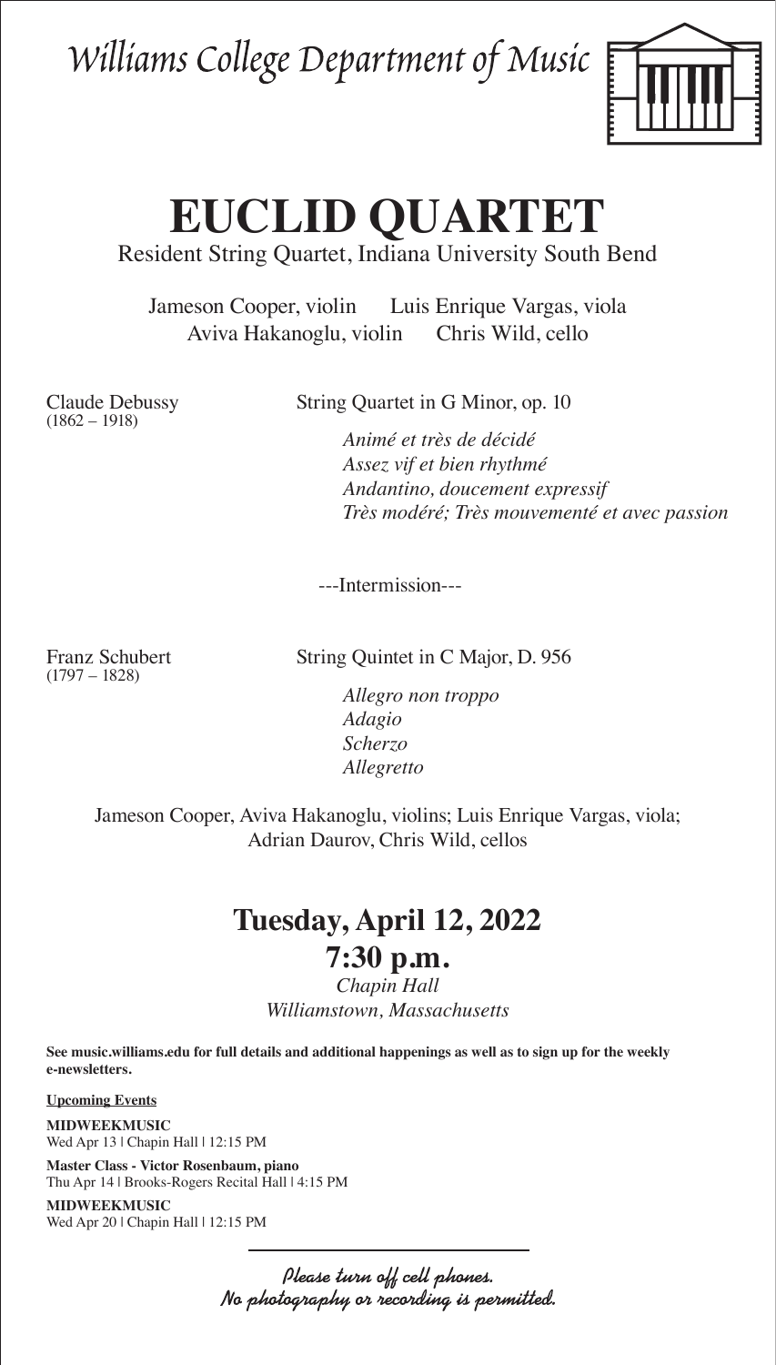*Williams College Department of Music*

# EUCLID QUARTET

Resident String Quartet, Indiana University South Bend

Jameson Cooper, violin  Luis Enrique Vargas, viola
Aviva Hakanoglu, violin  Chris Wild, cello

Claude Debussy
(1862 – 1918)

String Quartet in G Minor, op. 10

*Animé et très de décidé*
*Assez vif et bien rhythmé*
*Andantino, doucement expressif*
*Très modéré; Très mouvementé et avec passion*

---Intermission---

Franz Schubert
(1797 – 1828)

String Quintet in C Major, D. 956

*Allegro non troppo*
*Adagio*
*Scherzo*
*Allegretto*

Jameson Cooper, Aviva Hakanoglu, violins; Luis Enrique Vargas, viola;
Adrian Daurov, Chris Wild, cellos

## Tuesday, April 12, 2022

## 7:30 p.m.

*Chapin Hall*
*Williamstown, Massachusetts*

**See music.williams.edu for full details and additional happenings as well as to sign up for the weekly e-newsletters.**

**Upcoming Events**

**MIDWEEKMUSIC**
Wed Apr 13 | Chapin Hall | 12:15 PM

**Master Class - Victor Rosenbaum, piano**
Thu Apr 14 | Brooks-Rogers Recital Hall | 4:15 PM

**MIDWEEKMUSIC**
Wed Apr 20 | Chapin Hall | 12:15 PM

*Please turn off cell phones.*
*No photography or recording is permitted.*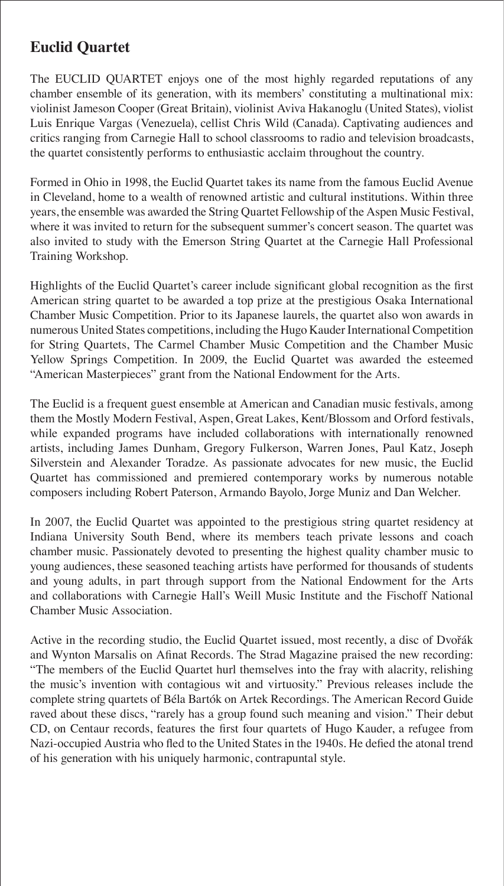## Euclid Quartet

The EUCLID QUARTET enjoys one of the most highly regarded reputations of any chamber ensemble of its generation, with its members' constituting a multinational mix: violinist Jameson Cooper (Great Britain), violinist Aviva Hakanoglu (United States), violist Luis Enrique Vargas (Venezuela), cellist Chris Wild (Canada). Captivating audiences and critics ranging from Carnegie Hall to school classrooms to radio and television broadcasts, the quartet consistently performs to enthusiastic acclaim throughout the country.

Formed in Ohio in 1998, the Euclid Quartet takes its name from the famous Euclid Avenue in Cleveland, home to a wealth of renowned artistic and cultural institutions. Within three years, the ensemble was awarded the String Quartet Fellowship of the Aspen Music Festival, where it was invited to return for the subsequent summer's concert season. The quartet was also invited to study with the Emerson String Quartet at the Carnegie Hall Professional Training Workshop.

Highlights of the Euclid Quartet's career include significant global recognition as the first American string quartet to be awarded a top prize at the prestigious Osaka International Chamber Music Competition. Prior to its Japanese laurels, the quartet also won awards in numerous United States competitions, including the Hugo Kauder International Competition for String Quartets, The Carmel Chamber Music Competition and the Chamber Music Yellow Springs Competition. In 2009, the Euclid Quartet was awarded the esteemed "American Masterpieces" grant from the National Endowment for the Arts.

The Euclid is a frequent guest ensemble at American and Canadian music festivals, among them the Mostly Modern Festival, Aspen, Great Lakes, Kent/Blossom and Orford festivals, while expanded programs have included collaborations with internationally renowned artists, including James Dunham, Gregory Fulkerson, Warren Jones, Paul Katz, Joseph Silverstein and Alexander Toradze. As passionate advocates for new music, the Euclid Quartet has commissioned and premiered contemporary works by numerous notable composers including Robert Paterson, Armando Bayolo, Jorge Muniz and Dan Welcher.

In 2007, the Euclid Quartet was appointed to the prestigious string quartet residency at Indiana University South Bend, where its members teach private lessons and coach chamber music. Passionately devoted to presenting the highest quality chamber music to young audiences, these seasoned teaching artists have performed for thousands of students and young adults, in part through support from the National Endowment for the Arts and collaborations with Carnegie Hall's Weill Music Institute and the Fischoff National Chamber Music Association.

Active in the recording studio, the Euclid Quartet issued, most recently, a disc of Dvořák and Wynton Marsalis on Afinat Records. The Strad Magazine praised the new recording: "The members of the Euclid Quartet hurl themselves into the fray with alacrity, relishing the music's invention with contagious wit and virtuosity." Previous releases include the complete string quartets of Béla Bartók on Artek Recordings. The American Record Guide raved about these discs, "rarely has a group found such meaning and vision." Their debut CD, on Centaur records, features the first four quartets of Hugo Kauder, a refugee from Nazi-occupied Austria who fled to the United States in the 1940s. He defied the atonal trend of his generation with his uniquely harmonic, contrapuntal style.